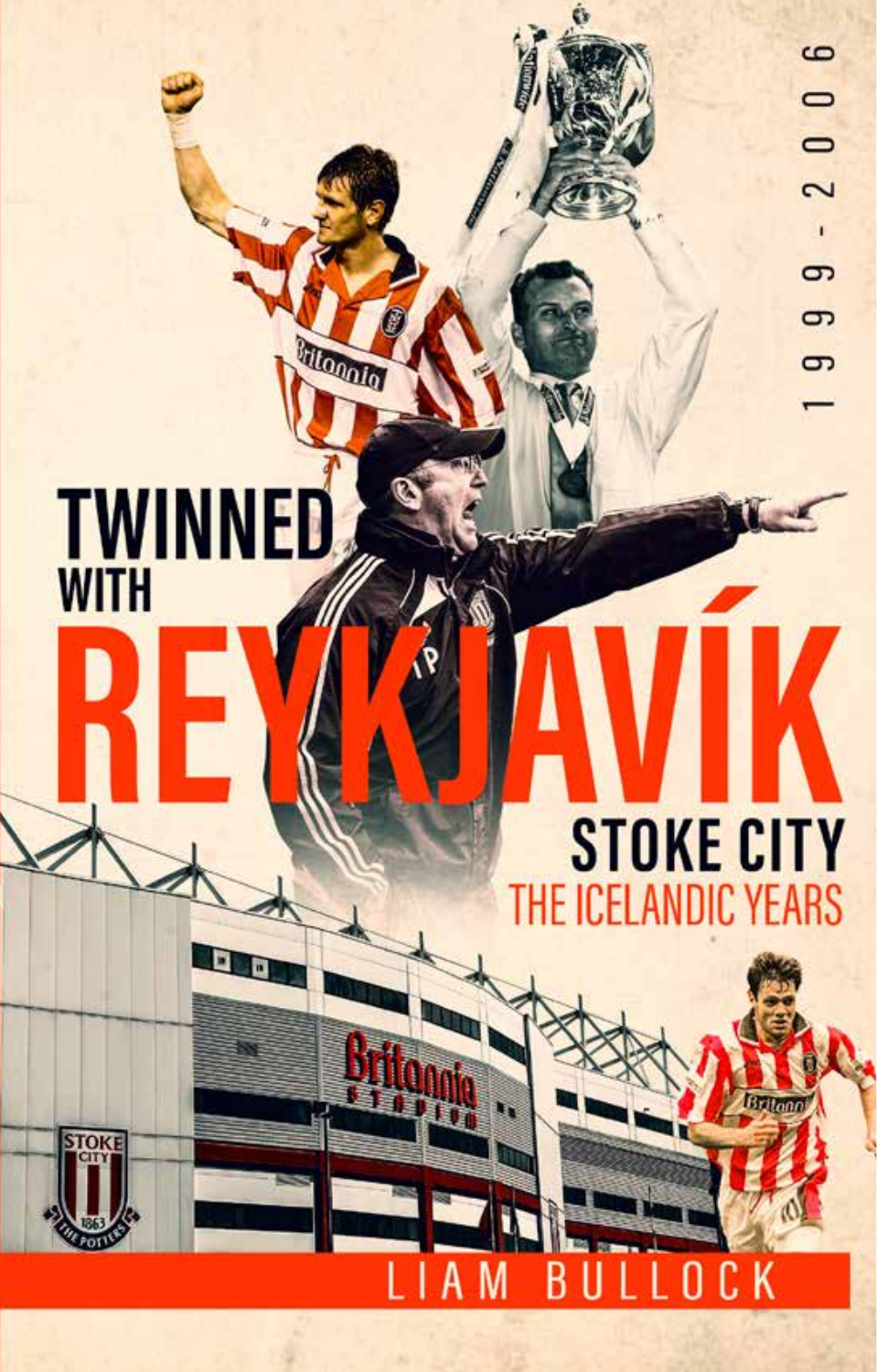1999 - 2006

# TWINNED WITH REYKJAVÍK

## STOKE CITY

## THE ICELANDIC YEARS

LIAM BULLOCK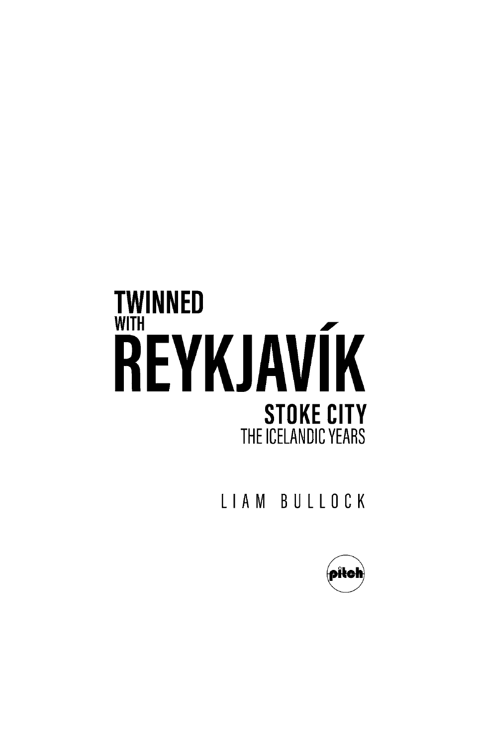# TWINNED WITH REYKJAVÍK

## STOKE CITY
### THE ICELANDIC YEARS

LIAM BULLOCK

pitch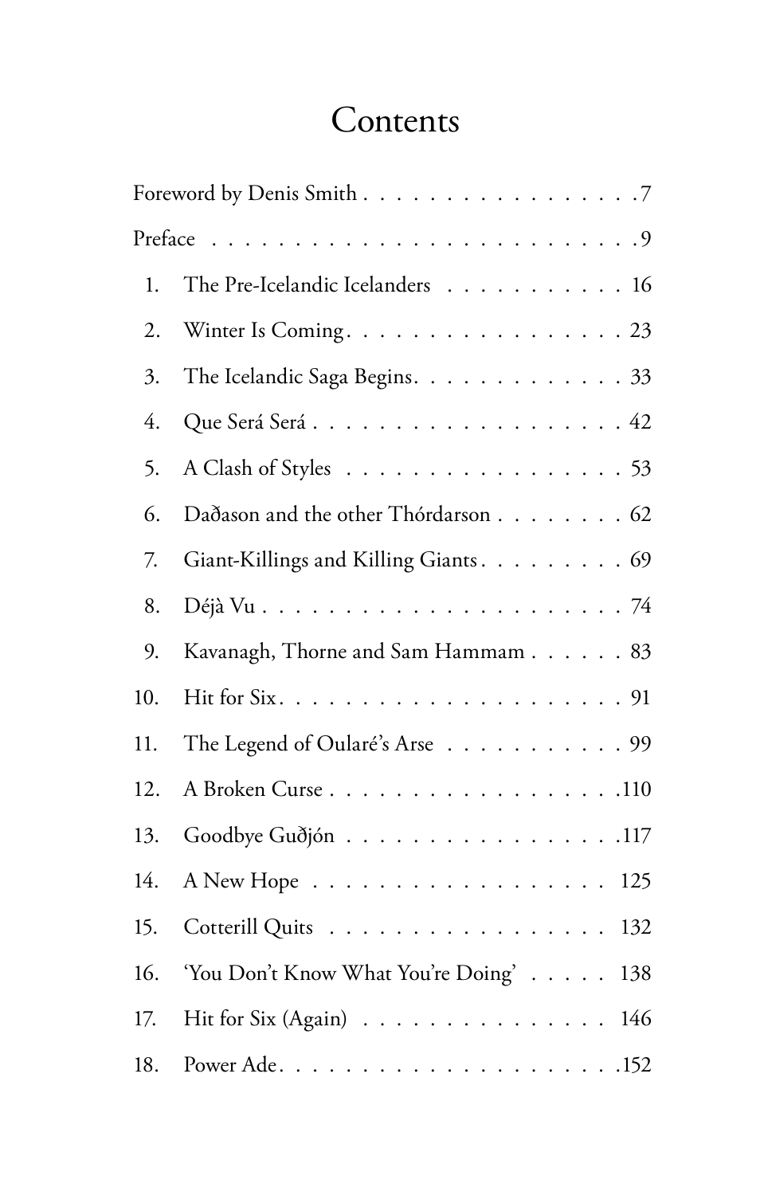# Contents

Foreword by Denis Smith . . . . . . . . . . . . . . . . . 7

Preface . . . . . . . . . . . . . . . . . . . . . . . . . . . 9

1. The Pre-Icelandic Icelanders . . . . . . . . . . . 16
2. Winter Is Coming . . . . . . . . . . . . . . . . . . 23
3. The Icelandic Saga Begins . . . . . . . . . . . . . 33
4. Que Será Será . . . . . . . . . . . . . . . . . . . . 42
5. A Clash of Styles . . . . . . . . . . . . . . . . . . 53
6. Daðason and the other Thórdarson . . . . . . . . 62
7. Giant-Killings and Killing Giants . . . . . . . . . 69
8. Déjà Vu . . . . . . . . . . . . . . . . . . . . . . . 74
9. Kavanagh, Thorne and Sam Hammam . . . . . . 83
10. Hit for Six . . . . . . . . . . . . . . . . . . . . . 91
11. The Legend of Oularé's Arse . . . . . . . . . . . 99
12. A Broken Curse . . . . . . . . . . . . . . . . . . 110
13. Goodbye Guðjón . . . . . . . . . . . . . . . . . 117
14. A New Hope . . . . . . . . . . . . . . . . . . . 125
15. Cotterill Quits . . . . . . . . . . . . . . . . . . 132
16. 'You Don't Know What You're Doing' . . . . . 138
17. Hit for Six (Again) . . . . . . . . . . . . . . . 146
18. Power Ade . . . . . . . . . . . . . . . . . . . . 152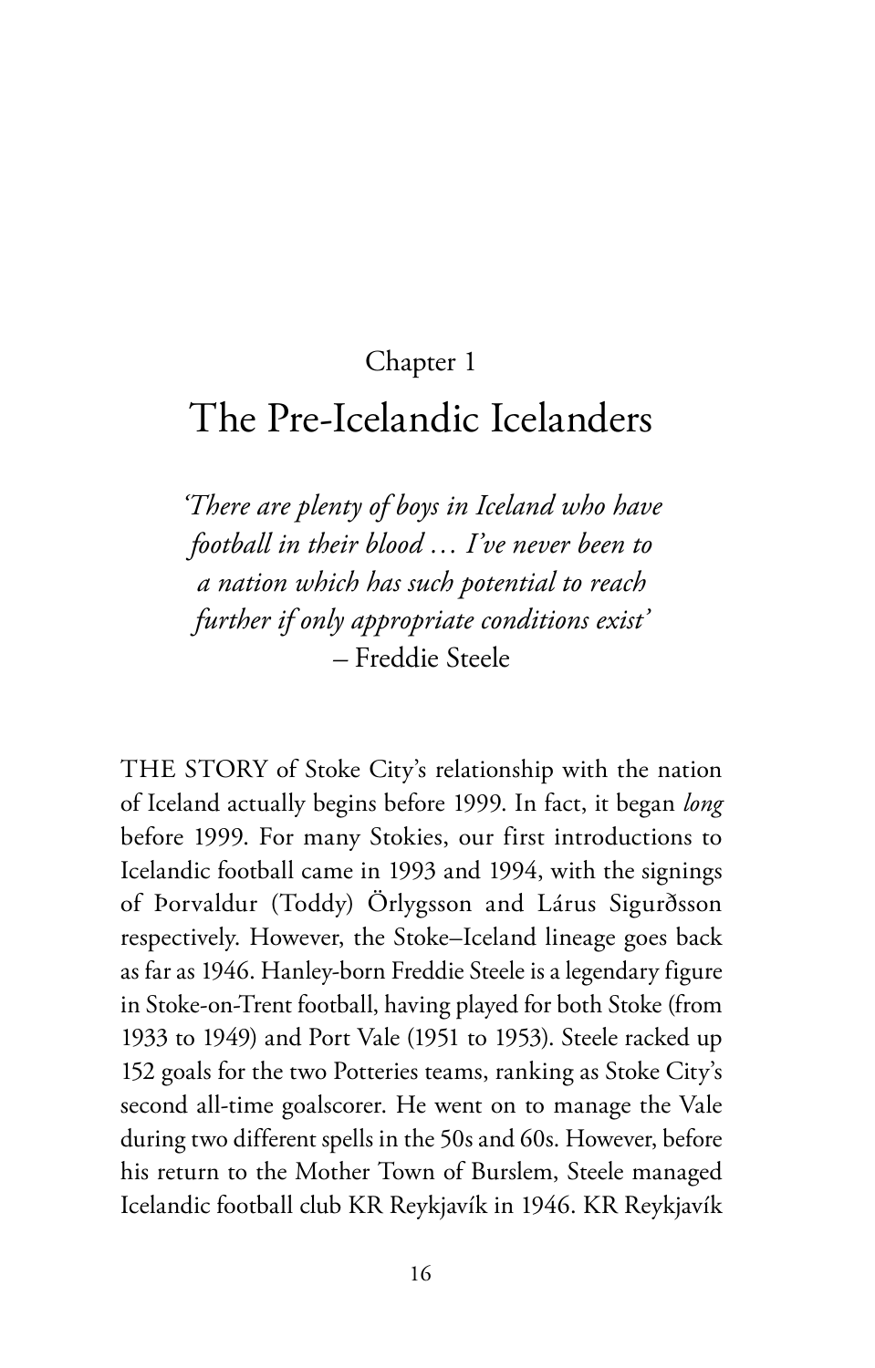Chapter 1

# The Pre-Icelandic Icelanders

*'There are plenty of boys in Iceland who have football in their blood … I've never been to a nation which has such potential to reach further if only appropriate conditions exist'*
– Freddie Steele

THE STORY of Stoke City's relationship with the nation of Iceland actually begins before 1999. In fact, it began *long* before 1999. For many Stokies, our first introductions to Icelandic football came in 1993 and 1994, with the signings of Þorvaldur (Toddy) Örlygsson and Lárus Sigurðsson respectively. However, the Stoke–Iceland lineage goes back as far as 1946. Hanley-born Freddie Steele is a legendary figure in Stoke-on-Trent football, having played for both Stoke (from 1933 to 1949) and Port Vale (1951 to 1953). Steele racked up 152 goals for the two Potteries teams, ranking as Stoke City's second all-time goalscorer. He went on to manage the Vale during two different spells in the 50s and 60s. However, before his return to the Mother Town of Burslem, Steele managed Icelandic football club KR Reykjavík in 1946. KR Reykjavík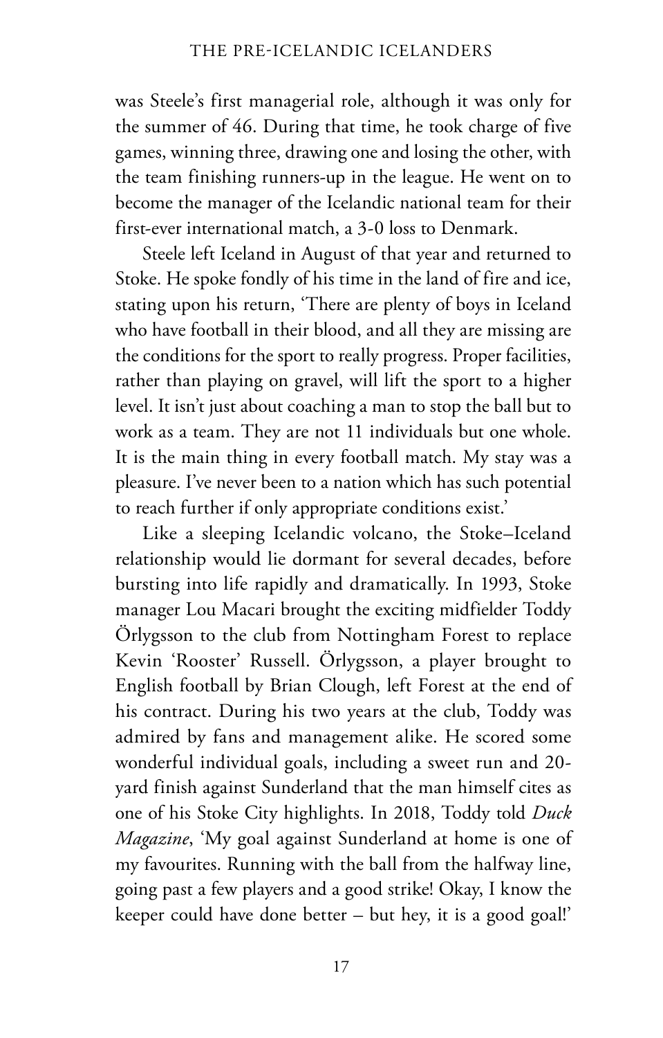was Steele's first managerial role, although it was only for the summer of 46. During that time, he took charge of five games, winning three, drawing one and losing the other, with the team finishing runners-up in the league. He went on to become the manager of the Icelandic national team for their first-ever international match, a 3-0 loss to Denmark.

Steele left Iceland in August of that year and returned to Stoke. He spoke fondly of his time in the land of fire and ice, stating upon his return, 'There are plenty of boys in Iceland who have football in their blood, and all they are missing are the conditions for the sport to really progress. Proper facilities, rather than playing on gravel, will lift the sport to a higher level. It isn't just about coaching a man to stop the ball but to work as a team. They are not 11 individuals but one whole. It is the main thing in every football match. My stay was a pleasure. I've never been to a nation which has such potential to reach further if only appropriate conditions exist.'

Like a sleeping Icelandic volcano, the Stoke–Iceland relationship would lie dormant for several decades, before bursting into life rapidly and dramatically. In 1993, Stoke manager Lou Macari brought the exciting midfielder Toddy Örlygsson to the club from Nottingham Forest to replace Kevin 'Rooster' Russell. Örlygsson, a player brought to English football by Brian Clough, left Forest at the end of his contract. During his two years at the club, Toddy was admired by fans and management alike. He scored some wonderful individual goals, including a sweet run and 20-yard finish against Sunderland that the man himself cites as one of his Stoke City highlights. In 2018, Toddy told *Duck Magazine*, 'My goal against Sunderland at home is one of my favourites. Running with the ball from the halfway line, going past a few players and a good strike! Okay, I know the keeper could have done better – but hey, it is a good goal!'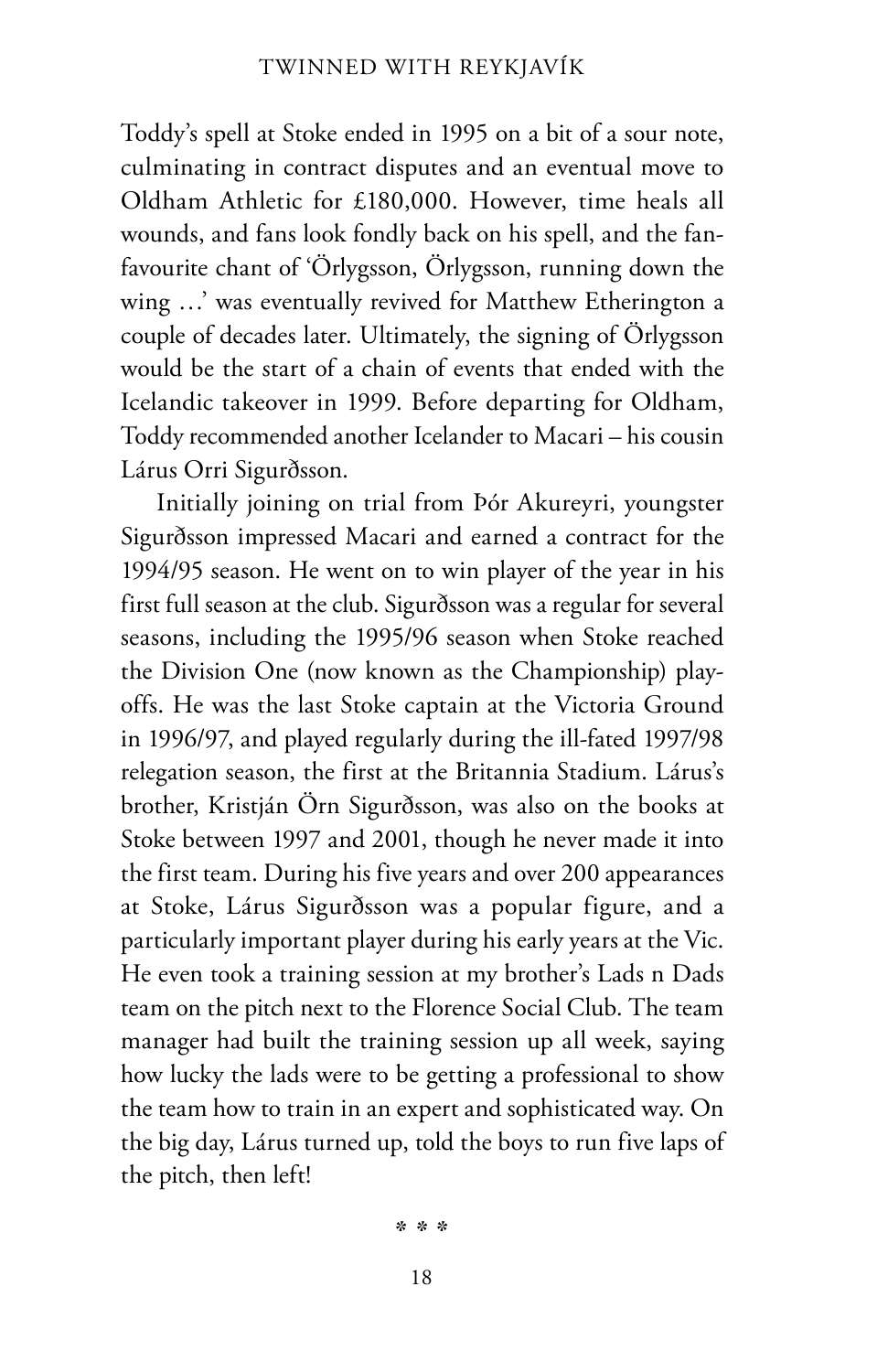Toddy's spell at Stoke ended in 1995 on a bit of a sour note, culminating in contract disputes and an eventual move to Oldham Athletic for £180,000. However, time heals all wounds, and fans look fondly back on his spell, and the fan-favourite chant of 'Örlygsson, Örlygsson, running down the wing …' was eventually revived for Matthew Etherington a couple of decades later. Ultimately, the signing of Örlygsson would be the start of a chain of events that ended with the Icelandic takeover in 1999. Before departing for Oldham, Toddy recommended another Icelander to Macari – his cousin Lárus Orri Sigurðsson.

Initially joining on trial from Þór Akureyri, youngster Sigurðsson impressed Macari and earned a contract for the 1994/95 season. He went on to win player of the year in his first full season at the club. Sigurðsson was a regular for several seasons, including the 1995/96 season when Stoke reached the Division One (now known as the Championship) play-offs. He was the last Stoke captain at the Victoria Ground in 1996/97, and played regularly during the ill-fated 1997/98 relegation season, the first at the Britannia Stadium. Lárus's brother, Kristján Örn Sigurðsson, was also on the books at Stoke between 1997 and 2001, though he never made it into the first team. During his five years and over 200 appearances at Stoke, Lárus Sigurðsson was a popular figure, and a particularly important player during his early years at the Vic. He even took a training session at my brother's Lads n Dads team on the pitch next to the Florence Social Club. The team manager had built the training session up all week, saying how lucky the lads were to be getting a professional to show the team how to train in an expert and sophisticated way. On the big day, Lárus turned up, told the boys to run five laps of the pitch, then left!

* * *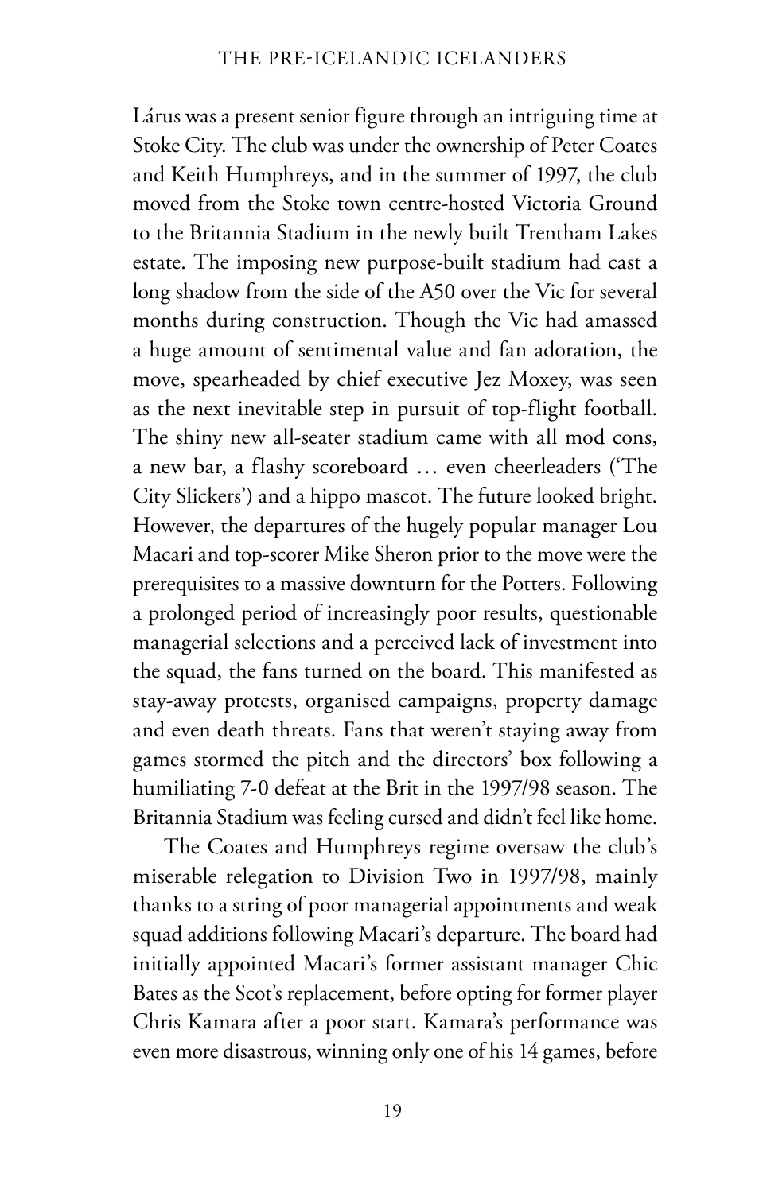Lárus was a present senior figure through an intriguing time at Stoke City. The club was under the ownership of Peter Coates and Keith Humphreys, and in the summer of 1997, the club moved from the Stoke town centre-hosted Victoria Ground to the Britannia Stadium in the newly built Trentham Lakes estate. The imposing new purpose-built stadium had cast a long shadow from the side of the A50 over the Vic for several months during construction. Though the Vic had amassed a huge amount of sentimental value and fan adoration, the move, spearheaded by chief executive Jez Moxey, was seen as the next inevitable step in pursuit of top-flight football. The shiny new all-seater stadium came with all mod cons, a new bar, a flashy scoreboard … even cheerleaders ('The City Slickers') and a hippo mascot. The future looked bright. However, the departures of the hugely popular manager Lou Macari and top-scorer Mike Sheron prior to the move were the prerequisites to a massive downturn for the Potters. Following a prolonged period of increasingly poor results, questionable managerial selections and a perceived lack of investment into the squad, the fans turned on the board. This manifested as stay-away protests, organised campaigns, property damage and even death threats. Fans that weren't staying away from games stormed the pitch and the directors' box following a humiliating 7-0 defeat at the Brit in the 1997/98 season. The Britannia Stadium was feeling cursed and didn't feel like home.

The Coates and Humphreys regime oversaw the club's miserable relegation to Division Two in 1997/98, mainly thanks to a string of poor managerial appointments and weak squad additions following Macari's departure. The board had initially appointed Macari's former assistant manager Chic Bates as the Scot's replacement, before opting for former player Chris Kamara after a poor start. Kamara's performance was even more disastrous, winning only one of his 14 games, before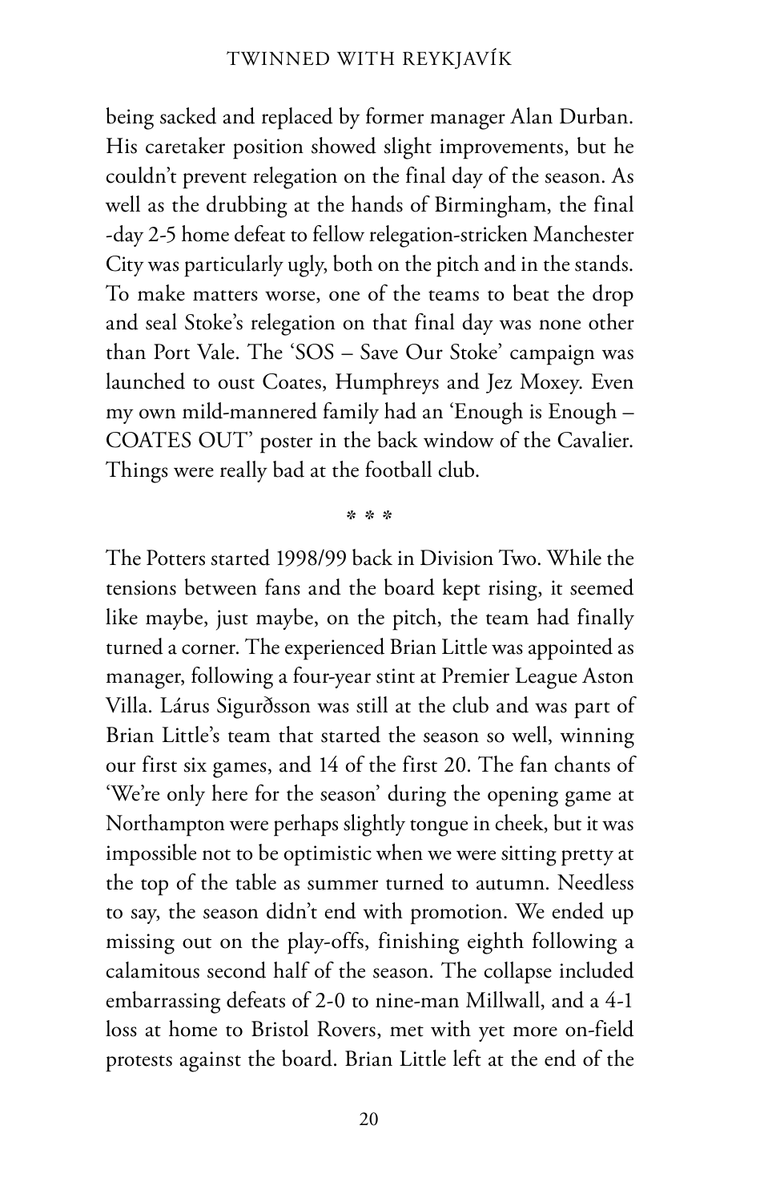being sacked and replaced by former manager Alan Durban. His caretaker position showed slight improvements, but he couldn't prevent relegation on the final day of the season. As well as the drubbing at the hands of Birmingham, the final -day 2-5 home defeat to fellow relegation-stricken Manchester City was particularly ugly, both on the pitch and in the stands. To make matters worse, one of the teams to beat the drop and seal Stoke's relegation on that final day was none other than Port Vale. The 'SOS – Save Our Stoke' campaign was launched to oust Coates, Humphreys and Jez Moxey. Even my own mild-mannered family had an 'Enough is Enough – COATES OUT' poster in the back window of the Cavalier. Things were really bad at the football club.

* * *

The Potters started 1998/99 back in Division Two. While the tensions between fans and the board kept rising, it seemed like maybe, just maybe, on the pitch, the team had finally turned a corner. The experienced Brian Little was appointed as manager, following a four-year stint at Premier League Aston Villa. Lárus Sigurðsson was still at the club and was part of Brian Little's team that started the season so well, winning our first six games, and 14 of the first 20. The fan chants of 'We're only here for the season' during the opening game at Northampton were perhaps slightly tongue in cheek, but it was impossible not to be optimistic when we were sitting pretty at the top of the table as summer turned to autumn. Needless to say, the season didn't end with promotion. We ended up missing out on the play-offs, finishing eighth following a calamitous second half of the season. The collapse included embarrassing defeats of 2-0 to nine-man Millwall, and a 4-1 loss at home to Bristol Rovers, met with yet more on-field protests against the board. Brian Little left at the end of the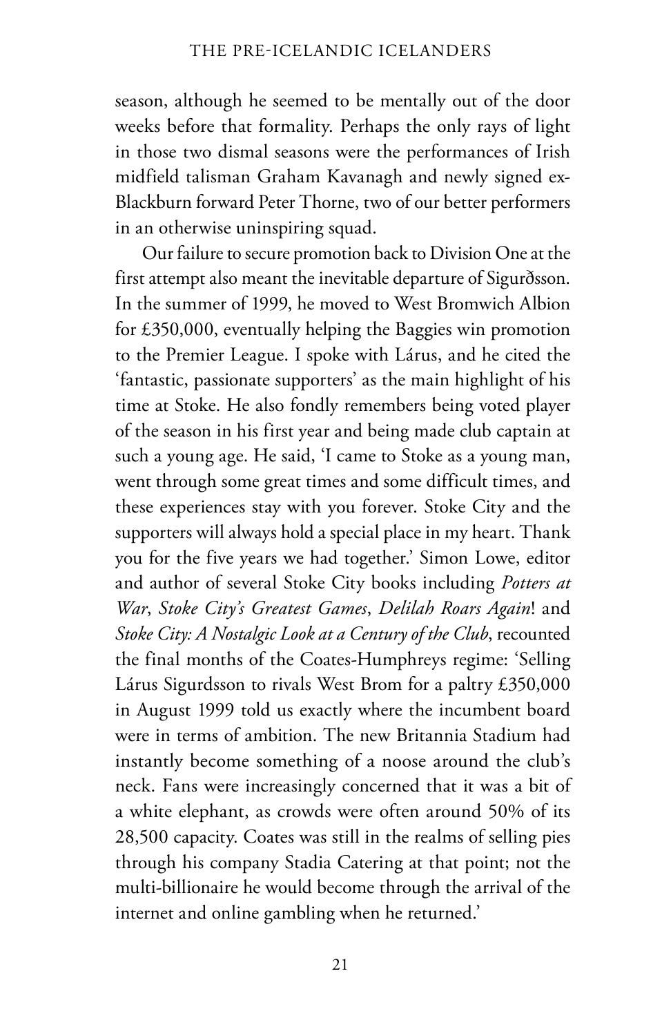season, although he seemed to be mentally out of the door weeks before that formality. Perhaps the only rays of light in those two dismal seasons were the performances of Irish midfield talisman Graham Kavanagh and newly signed ex-Blackburn forward Peter Thorne, two of our better performers in an otherwise uninspiring squad.

Our failure to secure promotion back to Division One at the first attempt also meant the inevitable departure of Sigurðsson. In the summer of 1999, he moved to West Bromwich Albion for £350,000, eventually helping the Baggies win promotion to the Premier League. I spoke with Lárus, and he cited the 'fantastic, passionate supporters' as the main highlight of his time at Stoke. He also fondly remembers being voted player of the season in his first year and being made club captain at such a young age. He said, 'I came to Stoke as a young man, went through some great times and some difficult times, and these experiences stay with you forever. Stoke City and the supporters will always hold a special place in my heart. Thank you for the five years we had together.' Simon Lowe, editor and author of several Stoke City books including *Potters at War*, *Stoke City's Greatest Games*, *Delilah Roars Again*! and *Stoke City: A Nostalgic Look at a Century of the Club*, recounted the final months of the Coates-Humphreys regime: 'Selling Lárus Sigurdsson to rivals West Brom for a paltry £350,000 in August 1999 told us exactly where the incumbent board were in terms of ambition. The new Britannia Stadium had instantly become something of a noose around the club's neck. Fans were increasingly concerned that it was a bit of a white elephant, as crowds were often around 50% of its 28,500 capacity. Coates was still in the realms of selling pies through his company Stadia Catering at that point; not the multi-billionaire he would become through the arrival of the internet and online gambling when he returned.'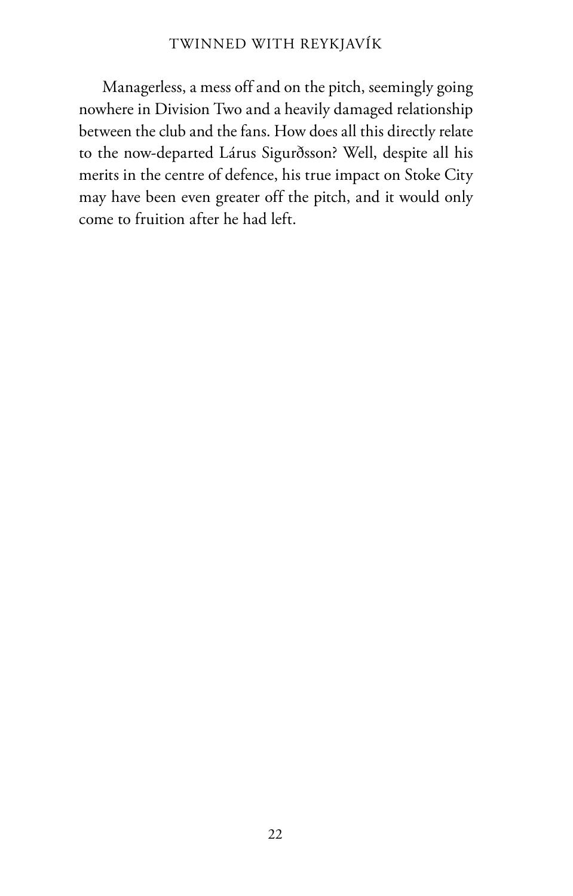Managerless, a mess off and on the pitch, seemingly going nowhere in Division Two and a heavily damaged relationship between the club and the fans. How does all this directly relate to the now-departed Lárus Sigurðsson? Well, despite all his merits in the centre of defence, his true impact on Stoke City may have been even greater off the pitch, and it would only come to fruition after he had left.